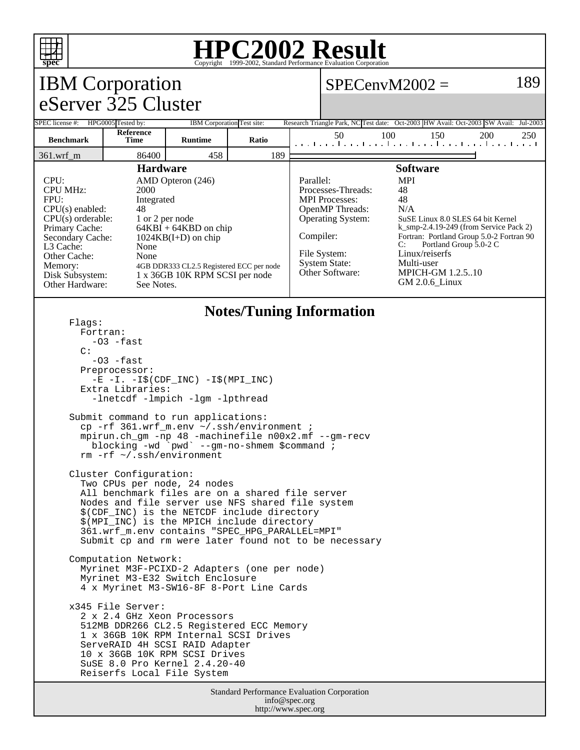# HPC2002 Result

Copyright 1999-2002, Standard Performance Evaluation Corporation

## IBM Corporation
## eServer 325 Cluster

SPECenvM2002 = 189

| SPEC license #: | HPG0005 | Tested by: | IBM Corporation | Test site: | Research Triangle Park, NC | Test date: | Oct-2003 | HW Avail: | Oct-2003 | SW Avail: | Jul-2003 |
|---|---|---|---|---|---|---|---|---|---|---|---|

| Benchmark | Reference Time | Runtime | Ratio |
|---|---|---|---|
| 361.wrf_m | 86400 | 458 | 189 |

### Hardware

| | |
|---|---|
| CPU: | AMD Opteron (246) |
| CPU MHz: | 2000 |
| FPU: | Integrated |
| CPU(s) enabled: | 48 |
| CPU(s) orderable: | 1 or 2 per node |
| Primary Cache: | 64KBI + 64KBD on chip |
| Secondary Cache: | 1024KB(I+D) on chip |
| L3 Cache: | None |
| Other Cache: | None |
| Memory: | 4GB DDR333 CL2.5 Registered ECC per node |
| Disk Subsystem: | 1 x 36GB 10K RPM SCSI per node |
| Other Hardware: | See Notes. |

### Software

| | |
|---|---|
| Parallel: | MPI |
| Processes-Threads: | 48 |
| MPI Processes: | 48 |
| OpenMP Threads: | N/A |
| Operating System: | SuSE Linux 8.0 SLES 64 bit Kernel k_smp-2.4.19-249 (from Service Pack 2) |
| Compiler: | Fortran: Portland Group 5.0-2 Fortran 90<br>C: Portland Group 5.0-2 C |
| File System: | Linux/reiserfs |
| System State: | Multi-user |
| Other Software: | MPICH-GM 1.2.5..10<br>GM 2.0.6_Linux |

### Notes/Tuning Information

```
Flags:
  Fortran:
    -O3 -fast
  C:
    -O3 -fast
  Preprocessor:
    -E -I. -I$(CDF_INC) -I$(MPI_INC)
  Extra Libraries:
    -lnetcdf -lmpich -lgm -lpthread

Submit command to run applications:
  cp -rf 361.wrf_m.env ~/.ssh/environment ;
  mpirun.ch_gm -np 48 -machinefile n00x2.mf --gm-recv
    blocking -wd `pwd` --gm-no-shmem $command ;
  rm -rf ~/.ssh/environment

Cluster Configuration:
  Two CPUs per node, 24 nodes
  All benchmark files are on a shared file server
  Nodes and file server use NFS shared file system
  $(CDF_INC) is the NETCDF include directory
  $(MPI_INC) is the MPICH include directory
  361.wrf_m.env contains "SPEC_HPG_PARALLEL=MPI"
  Submit cp and rm were later found not to be necessary

Computation Network:
  Myrinet M3F-PCIXD-2 Adapters (one per node)
  Myrinet M3-E32 Switch Enclosure
  4 x Myrinet M3-SW16-8F 8-Port Line Cards

x345 File Server:
  2 x 2.4 GHz Xeon Processors
  512MB DDR266 CL2.5 Registered ECC Memory
  1 x 36GB 10K RPM Internal SCSI Drives
  ServeRAID 4H SCSI RAID Adapter
  10 x 36GB 10K RPM SCSI Drives
  SuSE 8.0 Pro Kernel 2.4.20-40
  Reiserfs Local File System
```

Standard Performance Evaluation Corporation
info@spec.org
http://www.spec.org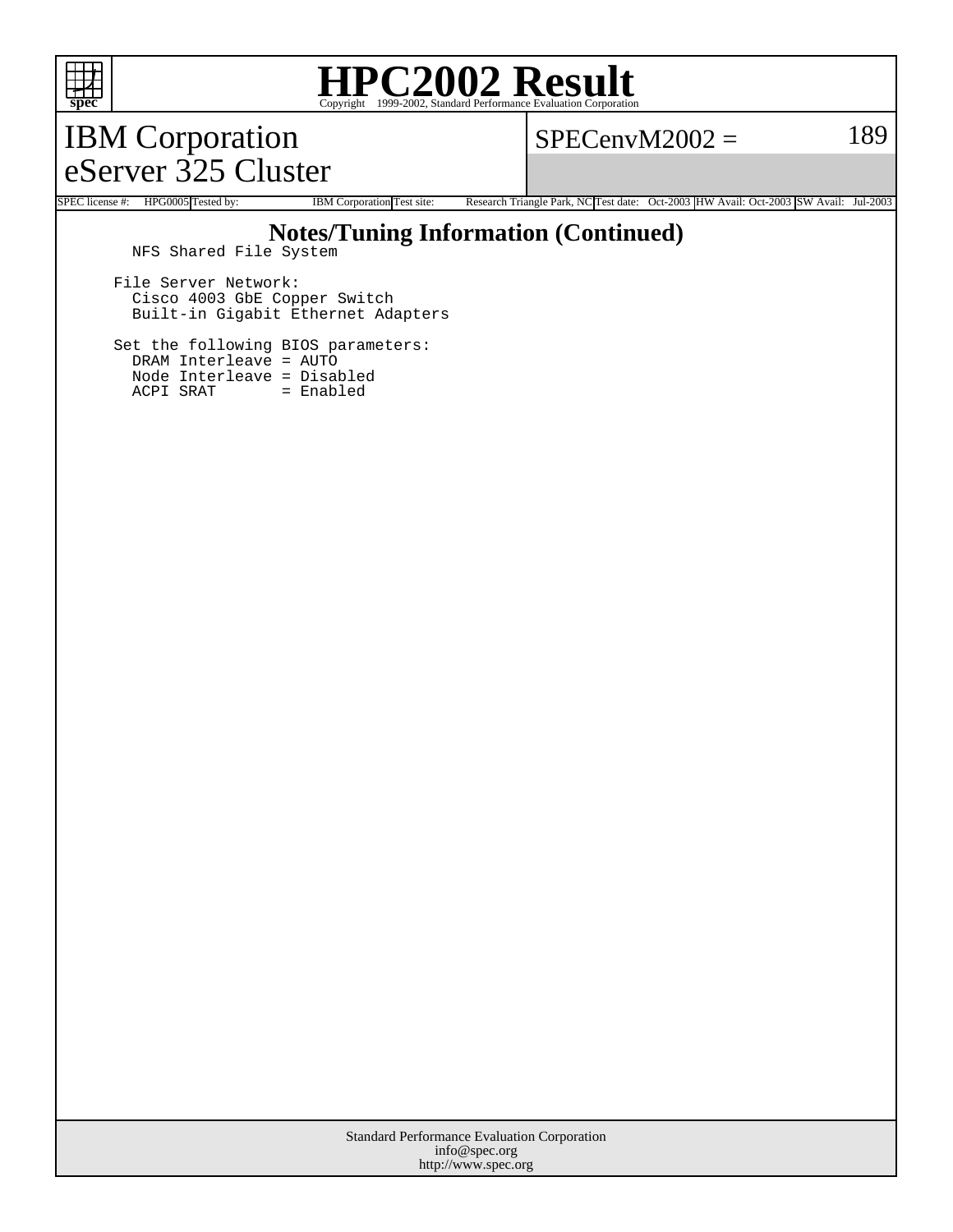# HPC2002 Result

Copyright 1999-2002, Standard Performance Evaluation Corporation

## IBM Corporation
## eServer 325 Cluster

SPECenvM2002 = 189

| SPEC license #: | HPG0005 | Tested by: | IBM Corporation | Test site: | Research Triangle Park, NC | Test date: | Oct-2003 | HW Avail: | Oct-2003 | SW Avail: | Jul-2003 |
|---|---|---|---|---|---|---|---|---|---|---|---|

### Notes/Tuning Information (Continued)

```
    NFS Shared File System

  File Server Network:
    Cisco 4003 GbE Copper Switch
    Built-in Gigabit Ethernet Adapters

  Set the following BIOS parameters:
    DRAM Interleave = AUTO
    Node Interleave = Disabled
    ACPI SRAT       = Enabled
```

Standard Performance Evaluation Corporation
info@spec.org
http://www.spec.org